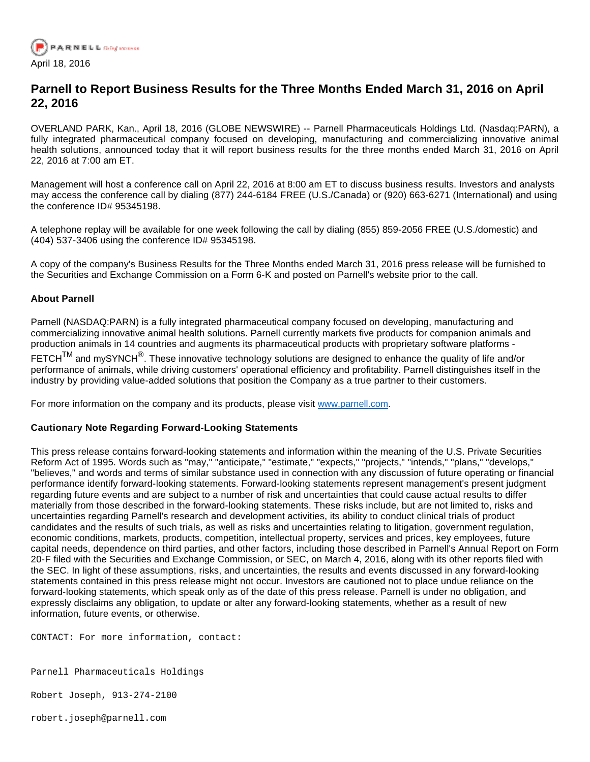April 18, 2016

# Parnell to Report Business Results for the Three Months Ended March 31, 2016 on April 22, 2016

OVERLAND PARK, Kan., April 18, 2016 (GLOBE NEWSWIRE) -- Parnell Pharmaceuticals Holdings Ltd. (Nasdaq:PARN), a fully integrated pharmaceutical company focused on developing, manufacturing and commercializing innovative animal health solutions, announced today that it will report business results for the three months ended March 31, 2016 on April 22, 2016 at 7:00 am ET.

Management will host a conference call on April 22, 2016 at 8:00 am ET to discuss business results. Investors and analysts may access the conference call by dialing (877) 244-6184 FREE (U.S./Canada) or (920) 663-6271 (International) and using the conference ID# 95345198.

A telephone replay will be available for one week following the call by dialing (855) 859-2056 FREE (U.S./domestic) and (404) 537-3406 using the conference ID# 95345198.

A copy of the company's Business Results for the Three Months ended March 31, 2016 press release will be furnished to the Securities and Exchange Commission on a Form 6-K and posted on Parnell's website prior to the call.

**About Parnell**

Parnell (NASDAQ:PARN) is a fully integrated pharmaceutical company focused on developing, manufacturing and commercializing innovative animal health solutions. Parnell currently markets five products for companion animals and production animals in 14 countries and augments its pharmaceutical products with proprietary software platforms - FETCH™ and mySYNCH®. These innovative technology solutions are designed to enhance the quality of life and/or performance of animals, while driving customers' operational efficiency and profitability. Parnell distinguishes itself in the industry by providing value-added solutions that position the Company as a true partner to their customers.

For more information on the company and its products, please visit www.parnell.com.

**Cautionary Note Regarding Forward-Looking Statements**

This press release contains forward-looking statements and information within the meaning of the U.S. Private Securities Reform Act of 1995. Words such as "may," "anticipate," "estimate," "expects," "projects," "intends," "plans," "develops," "believes," and words and terms of similar substance used in connection with any discussion of future operating or financial performance identify forward-looking statements. Forward-looking statements represent management's present judgment regarding future events and are subject to a number of risk and uncertainties that could cause actual results to differ materially from those described in the forward-looking statements. These risks include, but are not limited to, risks and uncertainties regarding Parnell's research and development activities, its ability to conduct clinical trials of product candidates and the results of such trials, as well as risks and uncertainties relating to litigation, government regulation, economic conditions, markets, products, competition, intellectual property, services and prices, key employees, future capital needs, dependence on third parties, and other factors, including those described in Parnell's Annual Report on Form 20-F filed with the Securities and Exchange Commission, or SEC, on March 4, 2016, along with its other reports filed with the SEC. In light of these assumptions, risks, and uncertainties, the results and events discussed in any forward-looking statements contained in this press release might not occur. Investors are cautioned not to place undue reliance on the forward-looking statements, which speak only as of the date of this press release. Parnell is under no obligation, and expressly disclaims any obligation, to update or alter any forward-looking statements, whether as a result of new information, future events, or otherwise.

```
CONTACT: For more information, contact:


Parnell Pharmaceuticals Holdings

Robert Joseph, 913-274-2100

robert.joseph@parnell.com
```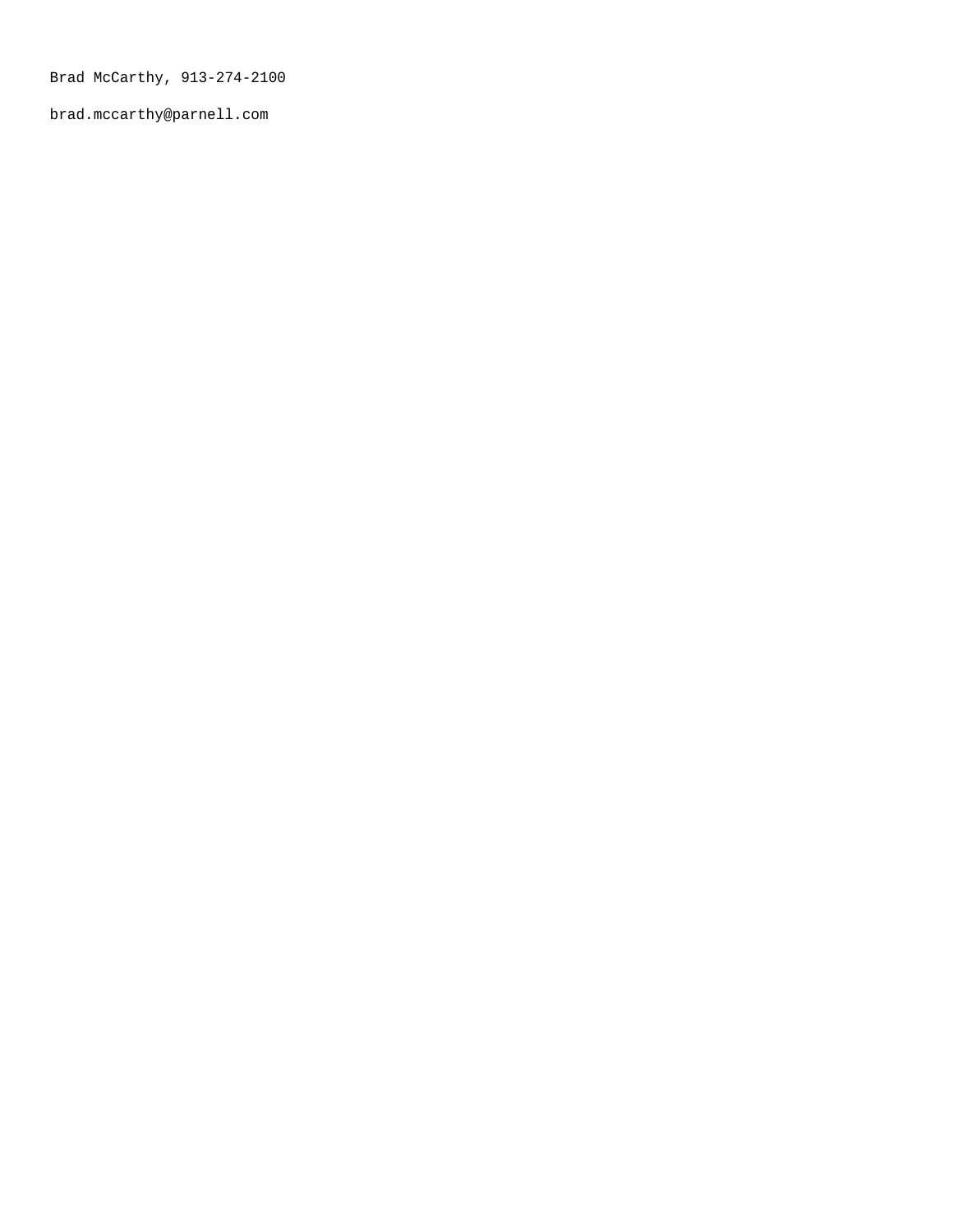Brad McCarthy, 913-274-2100

brad.mccarthy@parnell.com